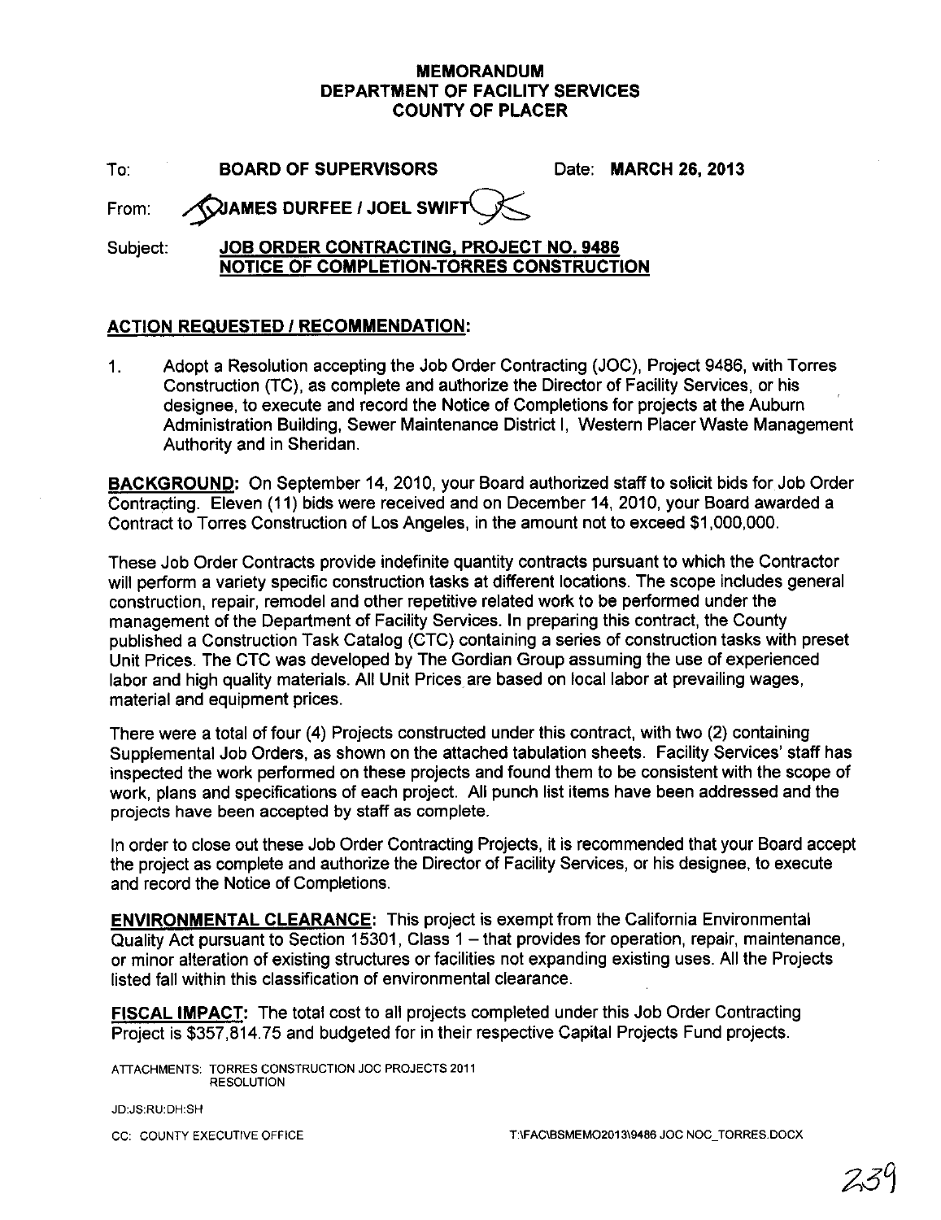# MEMORANDUM
# DEPARTMENT OF FACILITY SERVICES
# COUNTY OF PLACER

To: **BOARD OF SUPERVISORS** Date: **MARCH 26, 2013**

From: **JAMES DURFEE / JOEL SWIFT**

Subject: **JOB ORDER CONTRACTING, PROJECT NO. 9486 NOTICE OF COMPLETION-TORRES CONSTRUCTION**

## ACTION REQUESTED / RECOMMENDATION:

1. Adopt a Resolution accepting the Job Order Contracting (JOC), Project 9486, with Torres Construction (TC), as complete and authorize the Director of Facility Services, or his designee, to execute and record the Notice of Completions for projects at the Auburn Administration Building, Sewer Maintenance District I, Western Placer Waste Management Authority and in Sheridan.

**BACKGROUND:** On September 14, 2010, your Board authorized staff to solicit bids for Job Order Contracting. Eleven (11) bids were received and on December 14, 2010, your Board awarded a Contract to Torres Construction of Los Angeles, in the amount not to exceed $1,000,000.

These Job Order Contracts provide indefinite quantity contracts pursuant to which the Contractor will perform a variety specific construction tasks at different locations. The scope includes general construction, repair, remodel and other repetitive related work to be performed under the management of the Department of Facility Services. In preparing this contract, the County published a Construction Task Catalog (CTC) containing a series of construction tasks with preset Unit Prices. The CTC was developed by The Gordian Group assuming the use of experienced labor and high quality materials. All Unit Prices are based on local labor at prevailing wages, material and equipment prices.

There were a total of four (4) Projects constructed under this contract, with two (2) containing Supplemental Job Orders, as shown on the attached tabulation sheets. Facility Services' staff has inspected the work performed on these projects and found them to be consistent with the scope of work, plans and specifications of each project. All punch list items have been addressed and the projects have been accepted by staff as complete.

In order to close out these Job Order Contracting Projects, it is recommended that your Board accept the project as complete and authorize the Director of Facility Services, or his designee, to execute and record the Notice of Completions.

**ENVIRONMENTAL CLEARANCE:** This project is exempt from the California Environmental Quality Act pursuant to Section 15301, Class 1 – that provides for operation, repair, maintenance, or minor alteration of existing structures or facilities not expanding existing uses. All the Projects listed fall within this classification of environmental clearance.

**FISCAL IMPACT:** The total cost to all projects completed under this Job Order Contracting Project is $357,814.75 and budgeted for in their respective Capital Projects Fund projects.

ATTACHMENTS: TORRES CONSTRUCTION JOC PROJECTS 2011
RESOLUTION

JD:JS:RU:DH:SH

CC: COUNTY EXECUTIVE OFFICE

T:\FAC\BSMEMO2013\9486 JOC NOC_TORRES.DOCX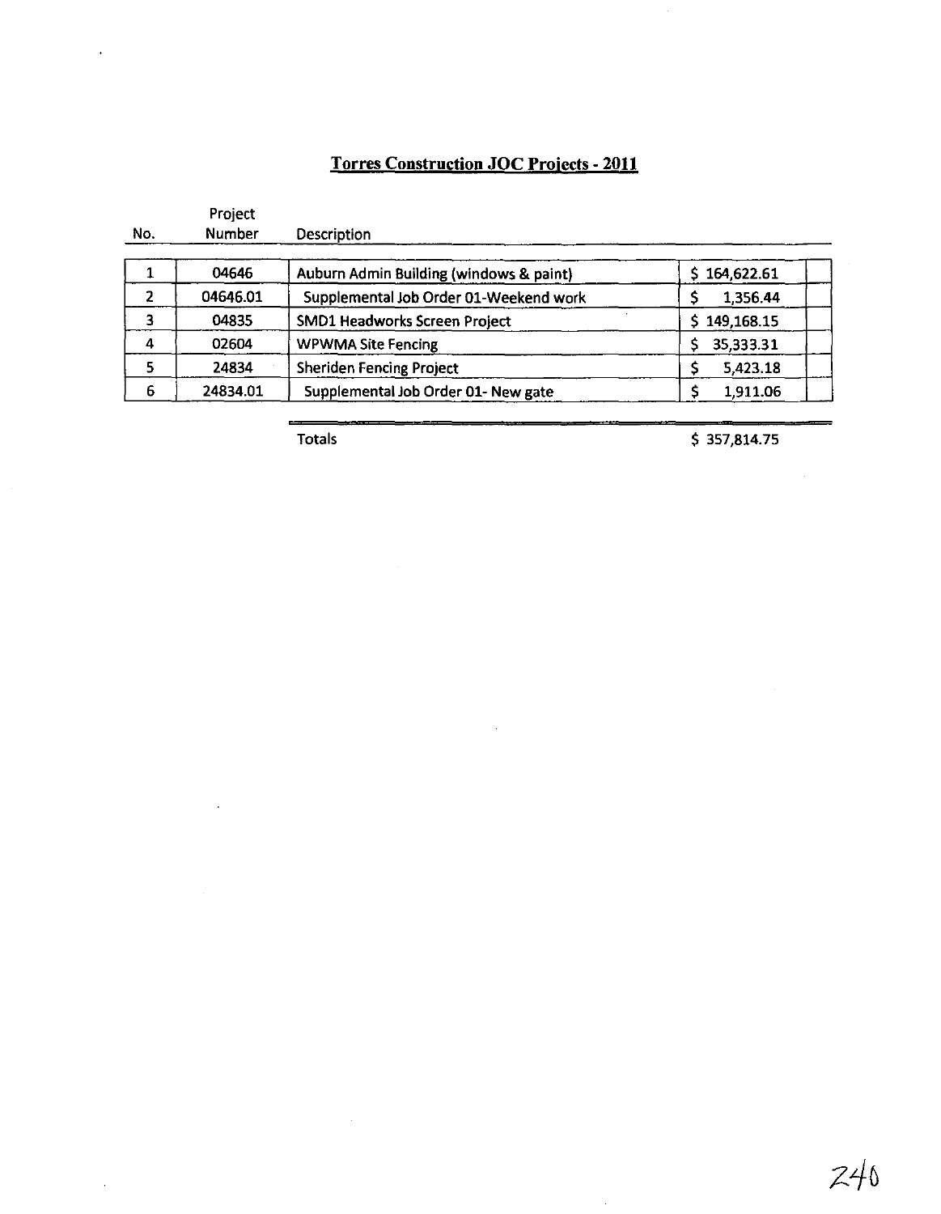# Torres Construction JOC Projects - 2011

| No. | Project Number | Description | |
|---|---|---|---|
| 1 | 04646 | Auburn Admin Building (windows & paint) | $ 164,622.61 |
| 2 | 04646.01 | Supplemental Job Order 01-Weekend work | $ 1,356.44 |
| 3 | 04835 | SMD1 Headworks Screen Project | $ 149,168.15 |
| 4 | 02604 | WPWMA Site Fencing | $ 35,333.31 |
| 5 | 24834 | Sheriden Fencing Project | $ 5,423.18 |
| 6 | 24834.01 | Supplemental Job Order 01- New gate | $ 1,911.06 |
| | | Totals | $ 357,814.75 |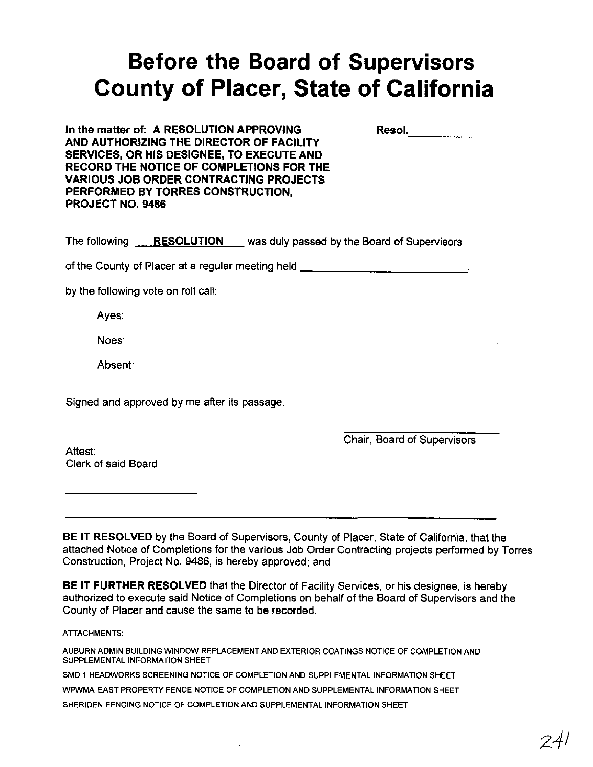# Before the Board of Supervisors County of Placer, State of California

**In the matter of: A RESOLUTION APPROVING AND AUTHORIZING THE DIRECTOR OF FACILITY SERVICES, OR HIS DESIGNEE, TO EXECUTE AND RECORD THE NOTICE OF COMPLETIONS FOR THE VARIOUS JOB ORDER CONTRACTING PROJECTS PERFORMED BY TORRES CONSTRUCTION, PROJECT NO. 9486**

**Resol.**__________

The following **RESOLUTION** was duly passed by the Board of Supervisors of the County of Placer at a regular meeting held ______________________________,

by the following vote on roll call:

Ayes:

Noes:

Absent:

Signed and approved by me after its passage.

__________________________
Chair, Board of Supervisors

Attest:
Clerk of said Board

__________________________

---

**BE IT RESOLVED** by the Board of Supervisors, County of Placer, State of California, that the attached Notice of Completions for the various Job Order Contracting projects performed by Torres Construction, Project No. 9486, is hereby approved; and

**BE IT FURTHER RESOLVED** that the Director of Facility Services, or his designee, is hereby authorized to execute said Notice of Completions on behalf of the Board of Supervisors and the County of Placer and cause the same to be recorded.

ATTACHMENTS:

AUBURN ADMIN BUILDING WINDOW REPLACEMENT AND EXTERIOR COATINGS NOTICE OF COMPLETION AND SUPPLEMENTAL INFORMATION SHEET

SMD 1 HEADWORKS SCREENING NOTICE OF COMPLETION AND SUPPLEMENTAL INFORMATION SHEET

WPWMA EAST PROPERTY FENCE NOTICE OF COMPLETION AND SUPPLEMENTAL INFORMATION SHEET

SHERIDEN FENCING NOTICE OF COMPLETION AND SUPPLEMENTAL INFORMATION SHEET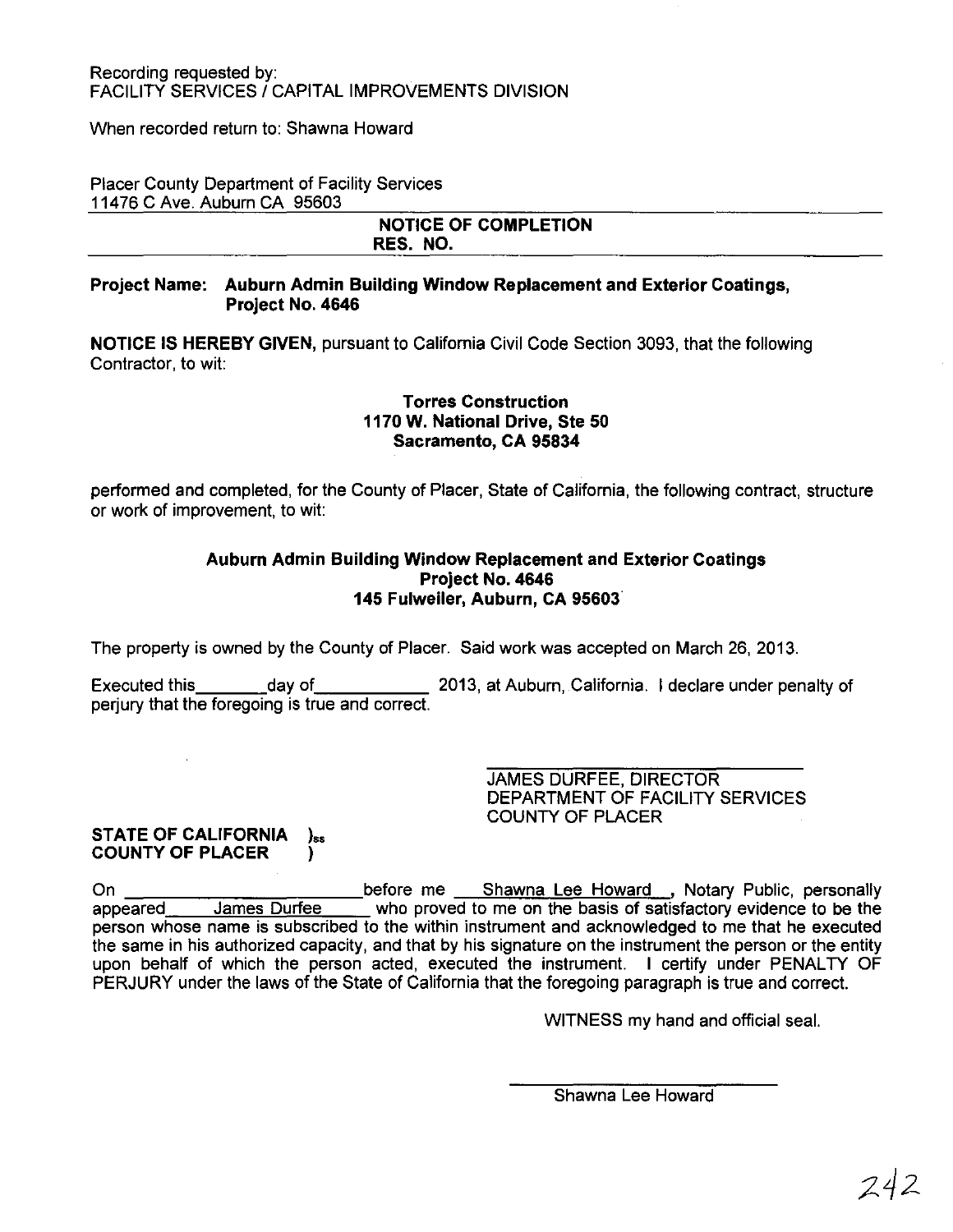Recording requested by:
FACILITY SERVICES / CAPITAL IMPROVEMENTS DIVISION

When recorded return to: Shawna Howard

Placer County Department of Facility Services
11476 C Ave. Auburn CA 95603

**NOTICE OF COMPLETION**
**RES. NO.**

**Project Name: Auburn Admin Building Window Replacement and Exterior Coatings, Project No. 4646**

**NOTICE IS HEREBY GIVEN,** pursuant to California Civil Code Section 3093, that the following Contractor, to wit:

**Torres Construction**
**1170 W. National Drive, Ste 50**
**Sacramento, CA 95834**

performed and completed, for the County of Placer, State of California, the following contract, structure or work of improvement, to wit:

**Auburn Admin Building Window Replacement and Exterior Coatings**
**Project No. 4646**
**145 Fulweiler, Auburn, CA 95603**

The property is owned by the County of Placer. Said work was accepted on March 26, 2013.

Executed this\_\_\_\_\_\_\_\_day of\_\_\_\_\_\_\_\_\_\_\_\_ 2013, at Auburn, California. I declare under penalty of perjury that the foregoing is true and correct.

\_\_\_\_\_\_\_\_\_\_\_\_\_\_\_\_\_\_\_\_\_\_\_\_\_\_\_\_
JAMES DURFEE, DIRECTOR
DEPARTMENT OF FACILITY SERVICES
COUNTY OF PLACER

**STATE OF CALIFORNIA )ss**
**COUNTY OF PLACER )**

On \_\_\_\_\_\_\_\_\_\_\_\_\_\_\_\_\_\_\_\_\_\_\_\_ before me Shawna Lee Howard , Notary Public, personally appeared James Durfee who proved to me on the basis of satisfactory evidence to be the person whose name is subscribed to the within instrument and acknowledged to me that he executed the same in his authorized capacity, and that by his signature on the instrument the person or the entity upon behalf of which the person acted, executed the instrument. I certify under PENALTY OF PERJURY under the laws of the State of California that the foregoing paragraph is true and correct.

WITNESS my hand and official seal.

\_\_\_\_\_\_\_\_\_\_\_\_\_\_\_\_\_\_\_\_\_\_\_\_\_\_\_\_
Shawna Lee Howard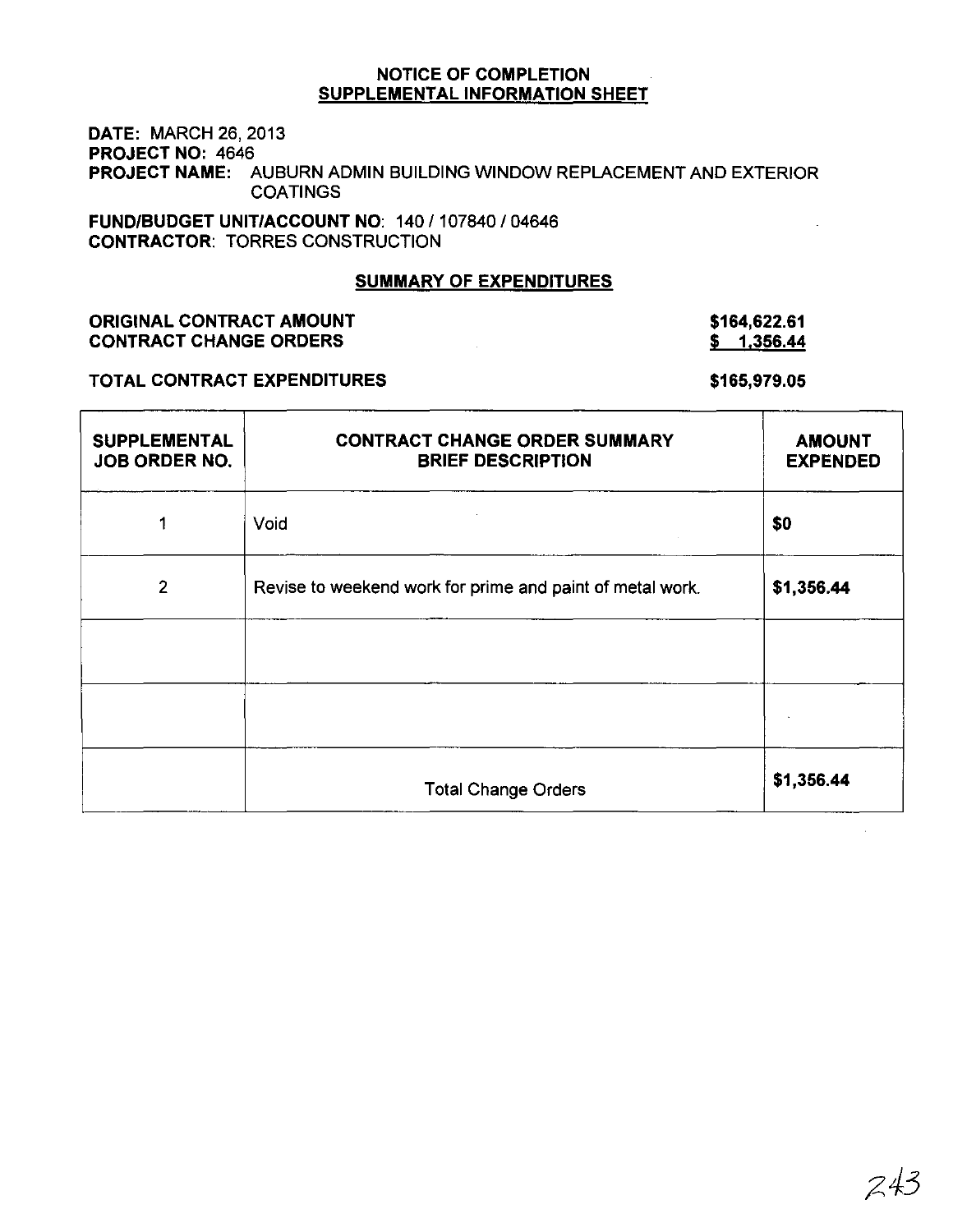## NOTICE OF COMPLETION
## SUPPLEMENTAL INFORMATION SHEET

**DATE:** MARCH 26, 2013
**PROJECT NO:** 4646
**PROJECT NAME:** AUBURN ADMIN BUILDING WINDOW REPLACEMENT AND EXTERIOR COATINGS

**FUND/BUDGET UNIT/ACCOUNT NO:** 140 / 107840 / 04646
**CONTRACTOR:** TORRES CONSTRUCTION

### SUMMARY OF EXPENDITURES

| | |
|---|---|
| **ORIGINAL CONTRACT AMOUNT** | **$164,622.61** |
| **CONTRACT CHANGE ORDERS** | **$ 1,356.44** |
| **TOTAL CONTRACT EXPENDITURES** | **$165,979.05** |

| SUPPLEMENTAL JOB ORDER NO. | CONTRACT CHANGE ORDER SUMMARY BRIEF DESCRIPTION | AMOUNT EXPENDED |
|---|---|---|
| 1 | Void | **$0** |
| 2 | Revise to weekend work for prime and paint of metal work. | **$1,356.44** |
| | | |
| | | |
| | Total Change Orders | **$1,356.44** |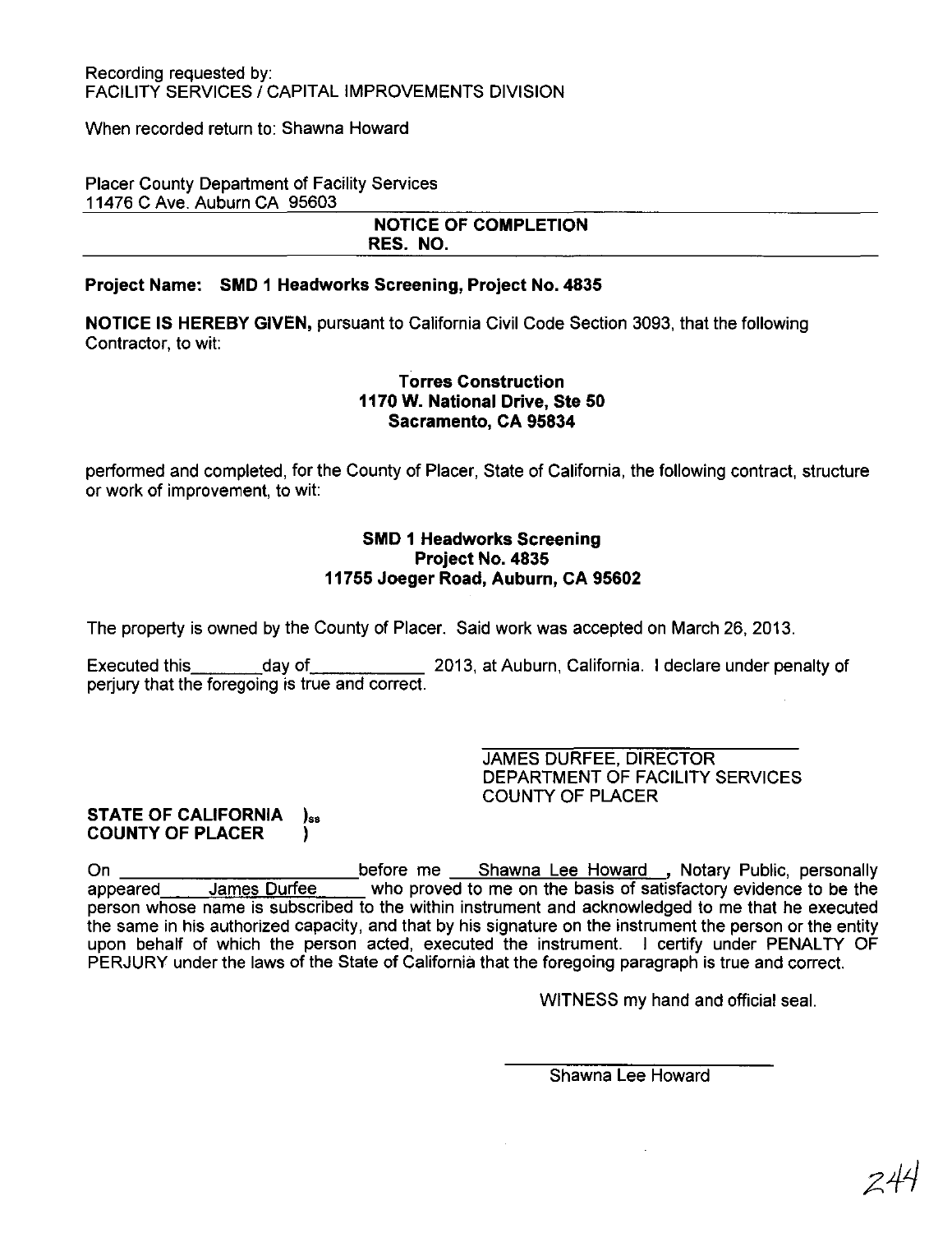Recording requested by:
FACILITY SERVICES / CAPITAL IMPROVEMENTS DIVISION

When recorded return to: Shawna Howard

Placer County Department of Facility Services
11476 C Ave. Auburn CA 95603

**NOTICE OF COMPLETION**
**RES. NO.**

**Project Name: SMD 1 Headworks Screening, Project No. 4835**

**NOTICE IS HEREBY GIVEN,** pursuant to California Civil Code Section 3093, that the following Contractor, to wit:

**Torres Construction**
**1170 W. National Drive, Ste 50**
**Sacramento, CA 95834**

performed and completed, for the County of Placer, State of California, the following contract, structure or work of improvement, to wit:

**SMD 1 Headworks Screening**
**Project No. 4835**
**11755 Joeger Road, Auburn, CA 95602**

The property is owned by the County of Placer. Said work was accepted on March 26, 2013.

Executed this\_\_\_\_\_\_\_\_day of\_\_\_\_\_\_\_\_\_\_\_\_ 2013, at Auburn, California. I declare under penalty of perjury that the foregoing is true and correct.

\_\_\_\_\_\_\_\_\_\_\_\_\_\_\_\_\_\_\_\_\_\_\_\_\_\_\_\_\_\_
JAMES DURFEE, DIRECTOR
DEPARTMENT OF FACILITY SERVICES
COUNTY OF PLACER

**STATE OF CALIFORNIA )ss**
**COUNTY OF PLACER )**

On \_\_\_\_\_\_\_\_\_\_\_\_\_\_\_\_\_\_\_\_\_\_\_\_ before me Shawna Lee Howard, Notary Public, personally appeared James Durfee who proved to me on the basis of satisfactory evidence to be the person whose name is subscribed to the within instrument and acknowledged to me that he executed the same in his authorized capacity, and that by his signature on the instrument the person or the entity upon behalf of which the person acted, executed the instrument. I certify under PENALTY OF PERJURY under the laws of the State of California that the foregoing paragraph is true and correct.

WITNESS my hand and official seal.

\_\_\_\_\_\_\_\_\_\_\_\_\_\_\_\_\_\_\_\_\_\_\_\_\_\_\_\_\_\_
Shawna Lee Howard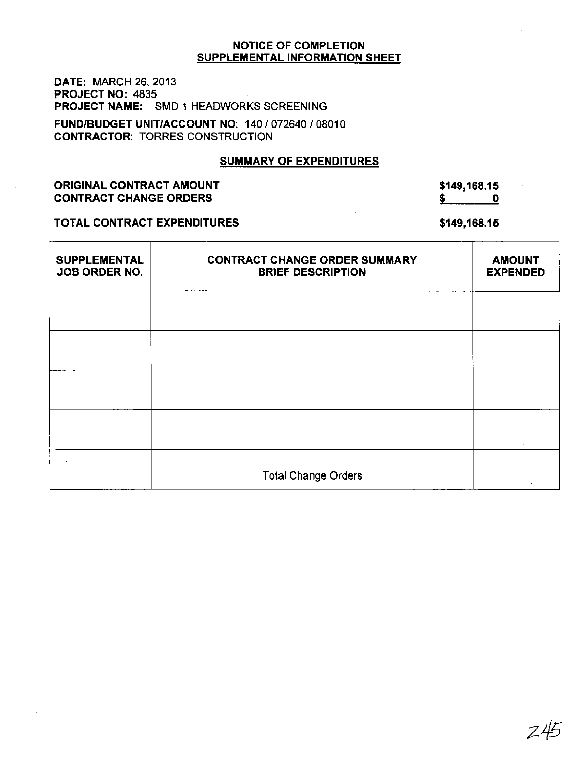# NOTICE OF COMPLETION
## SUPPLEMENTAL INFORMATION SHEET

**DATE:** MARCH 26, 2013
**PROJECT NO:** 4835
**PROJECT NAME:** SMD 1 HEADWORKS SCREENING

**FUND/BUDGET UNIT/ACCOUNT NO:** 140 / 072640 / 08010
**CONTRACTOR:** TORRES CONSTRUCTION

## SUMMARY OF EXPENDITURES

| | |
|---|---|
| **ORIGINAL CONTRACT AMOUNT** | **$149,168.15** |
| **CONTRACT CHANGE ORDERS** | **$ 0** |
| **TOTAL CONTRACT EXPENDITURES** | **$149,168.15** |

| SUPPLEMENTAL JOB ORDER NO. | CONTRACT CHANGE ORDER SUMMARY BRIEF DESCRIPTION | AMOUNT EXPENDED |
|---|---|---|
| | | |
| | | |
| | | |
| | | |
| | Total Change Orders | |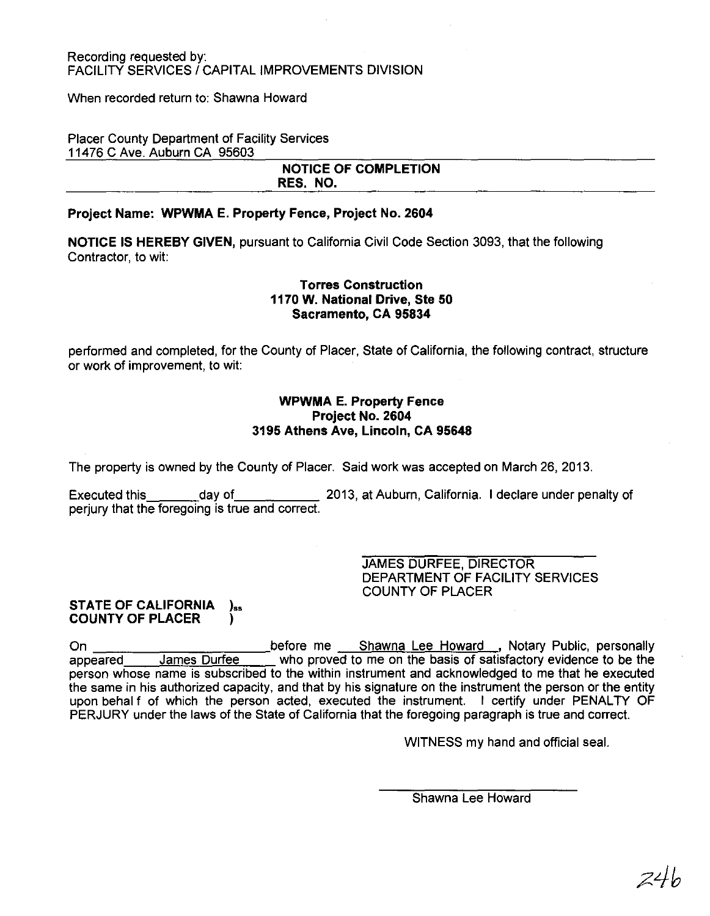Recording requested by:
FACILITY SERVICES / CAPITAL IMPROVEMENTS DIVISION

When recorded return to: Shawna Howard

Placer County Department of Facility Services
11476 C Ave. Auburn CA 95603

**NOTICE OF COMPLETION**
**RES. NO.**

**Project Name: WPWMA E. Property Fence, Project No. 2604**

**NOTICE IS HEREBY GIVEN,** pursuant to California Civil Code Section 3093, that the following Contractor, to wit:

**Torres Construction**
**1170 W. National Drive, Ste 50**
**Sacramento, CA 95834**

performed and completed, for the County of Placer, State of California, the following contract, structure or work of improvement, to wit:

**WPWMA E. Property Fence**
**Project No. 2604**
**3195 Athens Ave, Lincoln, CA 95648**

The property is owned by the County of Placer. Said work was accepted on March 26, 2013.

Executed this_______day of___________ 2013, at Auburn, California. I declare under penalty of perjury that the foregoing is true and correct.

JAMES DURFEE, DIRECTOR
DEPARTMENT OF FACILITY SERVICES
COUNTY OF PLACER

**STATE OF CALIFORNIA )ss**
**COUNTY OF PLACER )**

On _______________________before me Shawna Lee Howard , Notary Public, personally appeared James Durfee who proved to me on the basis of satisfactory evidence to be the person whose name is subscribed to the within instrument and acknowledged to me that he executed the same in his authorized capacity, and that by his signature on the instrument the person or the entity upon behal f of which the person acted, executed the instrument. I certify under PENALTY OF PERJURY under the laws of the State of California that the foregoing paragraph is true and correct.

WITNESS my hand and official seal.

Shawna Lee Howard

246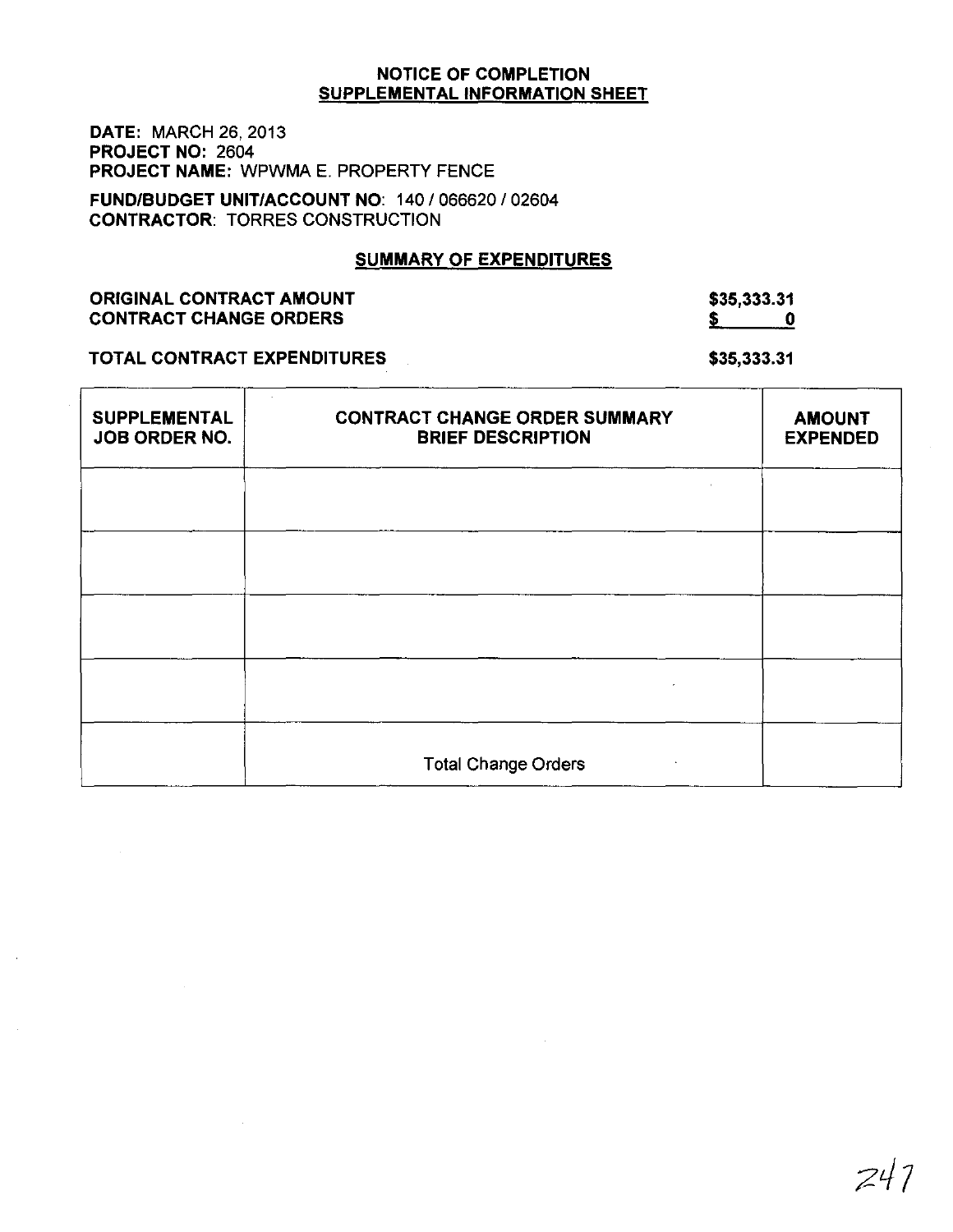**NOTICE OF COMPLETION**
**SUPPLEMENTAL INFORMATION SHEET**

**DATE:** MARCH 26, 2013
**PROJECT NO:** 2604
**PROJECT NAME:** WPWMA E. PROPERTY FENCE

**FUND/BUDGET UNIT/ACCOUNT NO**: 140 / 066620 / 02604
**CONTRACTOR**: TORRES CONSTRUCTION

**SUMMARY OF EXPENDITURES**

| | |
|---|---|
| **ORIGINAL CONTRACT AMOUNT** | **$35,333.31** |
| **CONTRACT CHANGE ORDERS** | **$ 0** |
| **TOTAL CONTRACT EXPENDITURES** | **$35,333.31** |

| SUPPLEMENTAL JOB ORDER NO. | CONTRACT CHANGE ORDER SUMMARY BRIEF DESCRIPTION | AMOUNT EXPENDED |
|---|---|---|
| | | |
| | | |
| | | |
| | | |
| | Total Change Orders | |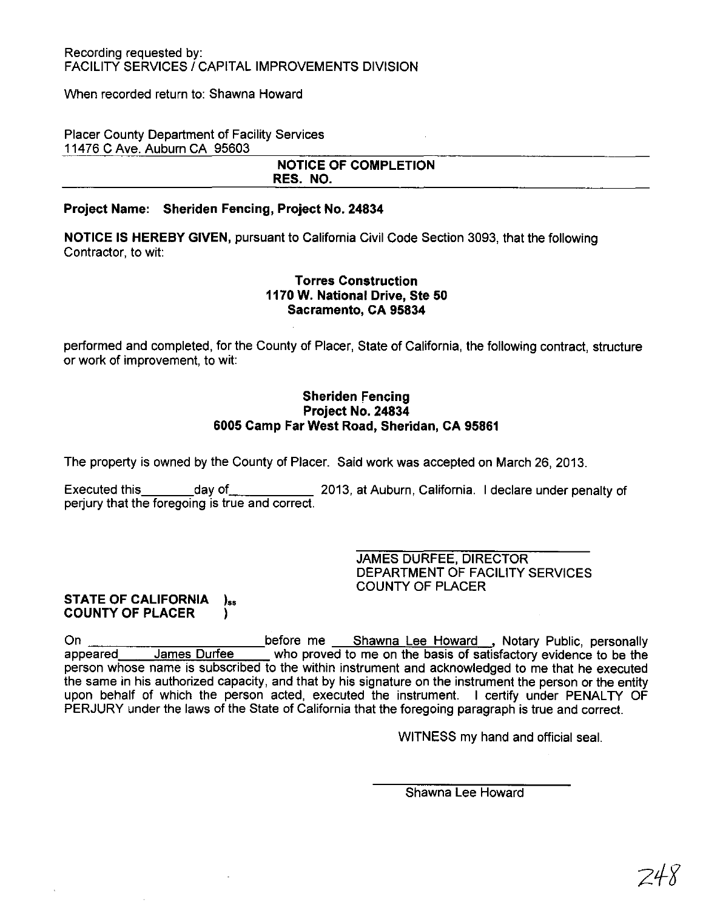Recording requested by:
FACILITY SERVICES / CAPITAL IMPROVEMENTS DIVISION

When recorded return to: Shawna Howard

Placer County Department of Facility Services
11476 C Ave. Auburn CA 95603

**NOTICE OF COMPLETION**
**RES. NO.**

**Project Name: Sheriden Fencing, Project No. 24834**

**NOTICE IS HEREBY GIVEN,** pursuant to California Civil Code Section 3093, that the following Contractor, to wit:

**Torres Construction**
**1170 W. National Drive, Ste 50**
**Sacramento, CA 95834**

performed and completed, for the County of Placer, State of California, the following contract, structure or work of improvement, to wit:

**Sheriden Fencing**
**Project No. 24834**
**6005 Camp Far West Road, Sheridan, CA 95861**

The property is owned by the County of Placer. Said work was accepted on March 26, 2013.

Executed this\_\_\_\_\_\_\_day of\_\_\_\_\_\_\_\_\_\_\_ 2013, at Auburn, California. I declare under penalty of perjury that the foregoing is true and correct.

\_\_\_\_\_\_\_\_\_\_\_\_\_\_\_\_\_\_\_\_\_\_\_\_\_\_\_\_
JAMES DURFEE, DIRECTOR
DEPARTMENT OF FACILITY SERVICES
COUNTY OF PLACER

**STATE OF CALIFORNIA )ss**
**COUNTY OF PLACER )**

On \_\_\_\_\_\_\_\_\_\_\_\_\_\_\_\_\_\_\_\_\_\_before me Shawna Lee Howard, Notary Public, personally appeared James Durfee who proved to me on the basis of satisfactory evidence to be the person whose name is subscribed to the within instrument and acknowledged to me that he executed the same in his authorized capacity, and that by his signature on the instrument the person or the entity upon behalf of which the person acted, executed the instrument. I certify under PENALTY OF PERJURY under the laws of the State of California that the foregoing paragraph is true and correct.

WITNESS my hand and official seal.

\_\_\_\_\_\_\_\_\_\_\_\_\_\_\_\_\_\_\_\_\_\_\_\_\_\_\_\_
Shawna Lee Howard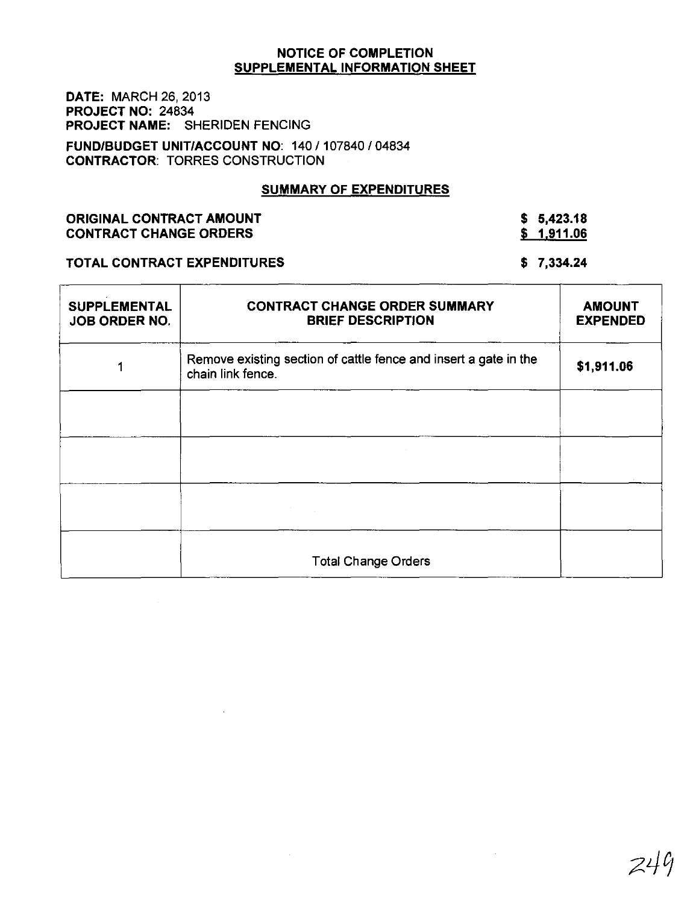## NOTICE OF COMPLETION
## SUPPLEMENTAL INFORMATION SHEET

**DATE:** MARCH 26, 2013
**PROJECT NO:** 24834
**PROJECT NAME:** SHERIDEN FENCING

**FUND/BUDGET UNIT/ACCOUNT NO:** 140 / 107840 / 04834
**CONTRACTOR:** TORRES CONSTRUCTION

### SUMMARY OF EXPENDITURES

| | |
|---|---|
| **ORIGINAL CONTRACT AMOUNT** | **$ 5,423.18** |
| **CONTRACT CHANGE ORDERS** | **$ 1,911.06** |
| **TOTAL CONTRACT EXPENDITURES** | **$ 7,334.24** |

| SUPPLEMENTAL JOB ORDER NO. | CONTRACT CHANGE ORDER SUMMARY BRIEF DESCRIPTION | AMOUNT EXPENDED |
|---|---|---|
| 1 | Remove existing section of cattle fence and insert a gate in the chain link fence. | $1,911.06 |
| | | |
| | | |
| | | |
| | Total Change Orders | |